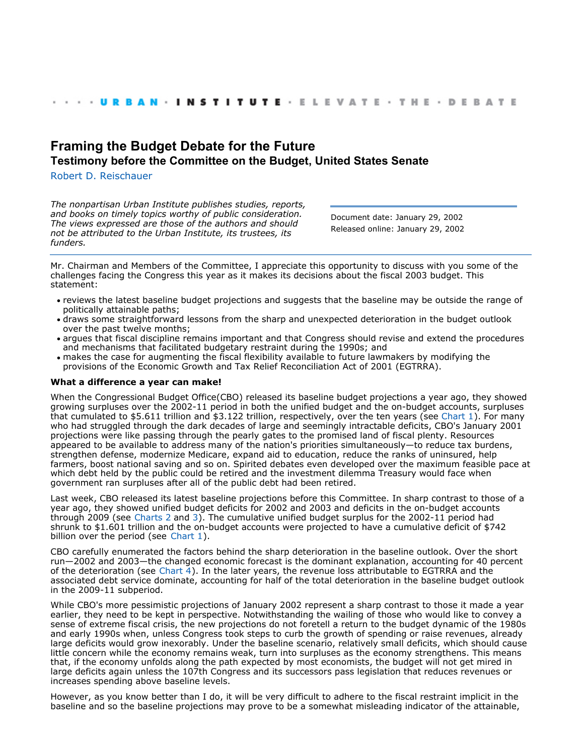· · · · URBAN · INSTITUTE · ELEVATE · THE · DEBATE

# Framing the Budget Debate for the Future

## Testimony before the Committee on the Budget, United States Senate

Robert D. Reischauer

*The nonpartisan Urban Institute publishes studies, reports, and books on timely topics worthy of public consideration. The views expressed are those of the authors and should not be attributed to the Urban Institute, its trustees, its funders.*

Document date: January 29, 2002
Released online: January 29, 2002

Mr. Chairman and Members of the Committee, I appreciate this opportunity to discuss with you some of the challenges facing the Congress this year as it makes its decisions about the fiscal 2003 budget. This statement:

- reviews the latest baseline budget projections and suggests that the baseline may be outside the range of politically attainable paths;
- draws some straightforward lessons from the sharp and unexpected deterioration in the budget outlook over the past twelve months;
- argues that fiscal discipline remains important and that Congress should revise and extend the procedures and mechanisms that facilitated budgetary restraint during the 1990s; and
- makes the case for augmenting the fiscal flexibility available to future lawmakers by modifying the provisions of the Economic Growth and Tax Relief Reconciliation Act of 2001 (EGTRRA).

**What a difference a year can make!**

When the Congressional Budget Office(CBO) released its baseline budget projections a year ago, they showed growing surpluses over the 2002-11 period in both the unified budget and the on-budget accounts, surpluses that cumulated to $5.611 trillion and $3.122 trillion, respectively, over the ten years (see Chart 1). For many who had struggled through the dark decades of large and seemingly intractable deficits, CBO's January 2001 projections were like passing through the pearly gates to the promised land of fiscal plenty. Resources appeared to be available to address many of the nation's priorities simultaneously—to reduce tax burdens, strengthen defense, modernize Medicare, expand aid to education, reduce the ranks of uninsured, help farmers, boost national saving and so on. Spirited debates even developed over the maximum feasible pace at which debt held by the public could be retired and the investment dilemma Treasury would face when government ran surpluses after all of the public debt had been retired.

Last week, CBO released its latest baseline projections before this Committee. In sharp contrast to those of a year ago, they showed unified budget deficits for 2002 and 2003 and deficits in the on-budget accounts through 2009 (see Charts 2 and 3). The cumulative unified budget surplus for the 2002-11 period had shrunk to $1.601 trillion and the on-budget accounts were projected to have a cumulative deficit of $742 billion over the period (see Chart 1).

CBO carefully enumerated the factors behind the sharp deterioration in the baseline outlook. Over the short run—2002 and 2003—the changed economic forecast is the dominant explanation, accounting for 40 percent of the deterioration (see Chart 4). In the later years, the revenue loss attributable to EGTRRA and the associated debt service dominate, accounting for half of the total deterioration in the baseline budget outlook in the 2009-11 subperiod.

While CBO's more pessimistic projections of January 2002 represent a sharp contrast to those it made a year earlier, they need to be kept in perspective. Notwithstanding the wailing of those who would like to convey a sense of extreme fiscal crisis, the new projections do not foretell a return to the budget dynamic of the 1980s and early 1990s when, unless Congress took steps to curb the growth of spending or raise revenues, already large deficits would grow inexorably. Under the baseline scenario, relatively small deficits, which should cause little concern while the economy remains weak, turn into surpluses as the economy strengthens. This means that, if the economy unfolds along the path expected by most economists, the budget will not get mired in large deficits again unless the 107th Congress and its successors pass legislation that reduces revenues or increases spending above baseline levels.

However, as you know better than I do, it will be very difficult to adhere to the fiscal restraint implicit in the baseline and so the baseline projections may prove to be a somewhat misleading indicator of the attainable,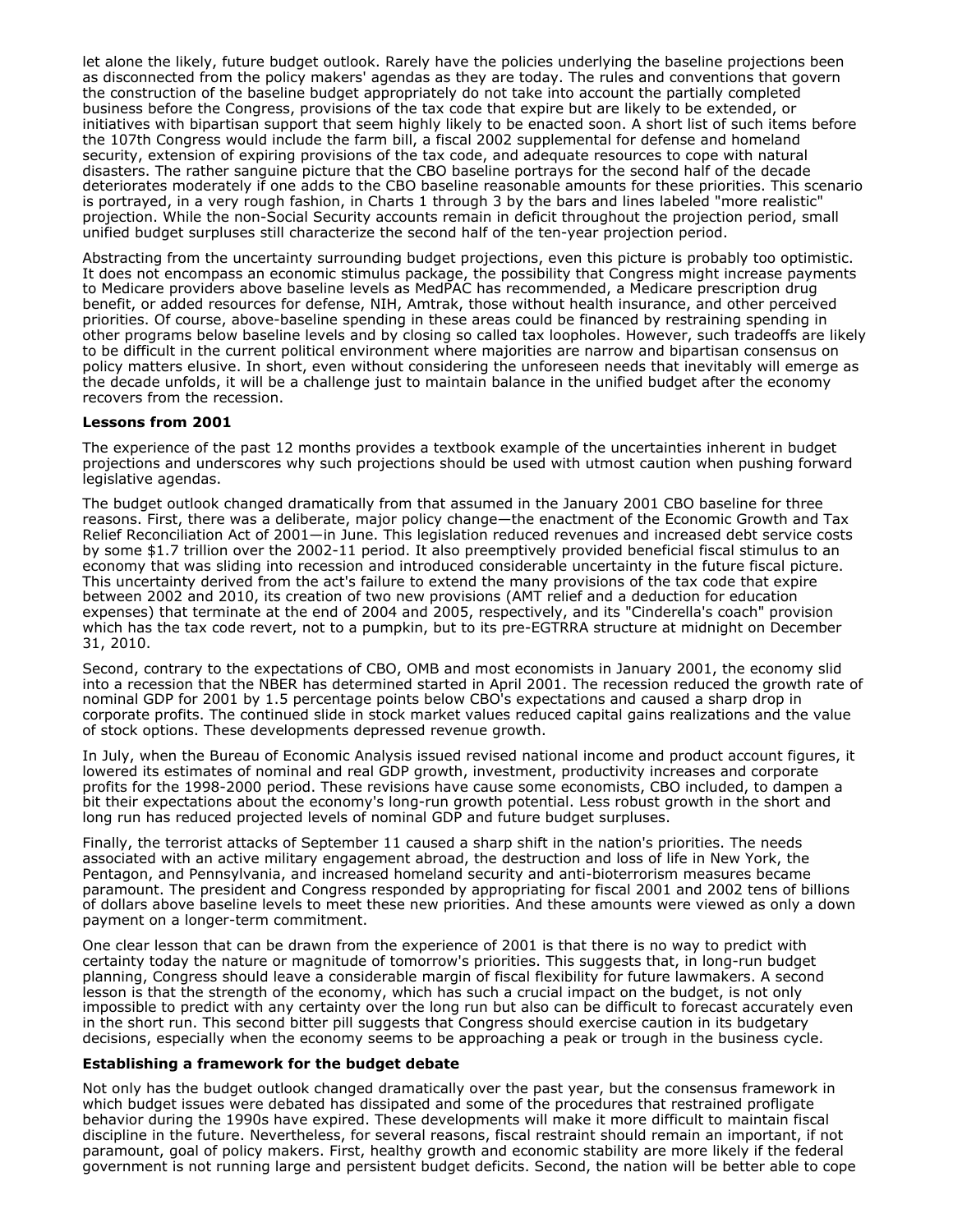let alone the likely, future budget outlook. Rarely have the policies underlying the baseline projections been as disconnected from the policy makers' agendas as they are today. The rules and conventions that govern the construction of the baseline budget appropriately do not take into account the partially completed business before the Congress, provisions of the tax code that expire but are likely to be extended, or initiatives with bipartisan support that seem highly likely to be enacted soon. A short list of such items before the 107th Congress would include the farm bill, a fiscal 2002 supplemental for defense and homeland security, extension of expiring provisions of the tax code, and adequate resources to cope with natural disasters. The rather sanguine picture that the CBO baseline portrays for the second half of the decade deteriorates moderately if one adds to the CBO baseline reasonable amounts for these priorities. This scenario is portrayed, in a very rough fashion, in Charts 1 through 3 by the bars and lines labeled "more realistic" projection. While the non-Social Security accounts remain in deficit throughout the projection period, small unified budget surpluses still characterize the second half of the ten-year projection period.

Abstracting from the uncertainty surrounding budget projections, even this picture is probably too optimistic. It does not encompass an economic stimulus package, the possibility that Congress might increase payments to Medicare providers above baseline levels as MedPAC has recommended, a Medicare prescription drug benefit, or added resources for defense, NIH, Amtrak, those without health insurance, and other perceived priorities. Of course, above-baseline spending in these areas could be financed by restraining spending in other programs below baseline levels and by closing so called tax loopholes. However, such tradeoffs are likely to be difficult in the current political environment where majorities are narrow and bipartisan consensus on policy matters elusive. In short, even without considering the unforeseen needs that inevitably will emerge as the decade unfolds, it will be a challenge just to maintain balance in the unified budget after the economy recovers from the recession.

**Lessons from 2001**

The experience of the past 12 months provides a textbook example of the uncertainties inherent in budget projections and underscores why such projections should be used with utmost caution when pushing forward legislative agendas.

The budget outlook changed dramatically from that assumed in the January 2001 CBO baseline for three reasons. First, there was a deliberate, major policy change—the enactment of the Economic Growth and Tax Relief Reconciliation Act of 2001—in June. This legislation reduced revenues and increased debt service costs by some $1.7 trillion over the 2002-11 period. It also preemptively provided beneficial fiscal stimulus to an economy that was sliding into recession and introduced considerable uncertainty in the future fiscal picture. This uncertainty derived from the act's failure to extend the many provisions of the tax code that expire between 2002 and 2010, its creation of two new provisions (AMT relief and a deduction for education expenses) that terminate at the end of 2004 and 2005, respectively, and its "Cinderella's coach" provision which has the tax code revert, not to a pumpkin, but to its pre-EGTRRA structure at midnight on December 31, 2010.

Second, contrary to the expectations of CBO, OMB and most economists in January 2001, the economy slid into a recession that the NBER has determined started in April 2001. The recession reduced the growth rate of nominal GDP for 2001 by 1.5 percentage points below CBO's expectations and caused a sharp drop in corporate profits. The continued slide in stock market values reduced capital gains realizations and the value of stock options. These developments depressed revenue growth.

In July, when the Bureau of Economic Analysis issued revised national income and product account figures, it lowered its estimates of nominal and real GDP growth, investment, productivity increases and corporate profits for the 1998-2000 period. These revisions have cause some economists, CBO included, to dampen a bit their expectations about the economy's long-run growth potential. Less robust growth in the short and long run has reduced projected levels of nominal GDP and future budget surpluses.

Finally, the terrorist attacks of September 11 caused a sharp shift in the nation's priorities. The needs associated with an active military engagement abroad, the destruction and loss of life in New York, the Pentagon, and Pennsylvania, and increased homeland security and anti-bioterrorism measures became paramount. The president and Congress responded by appropriating for fiscal 2001 and 2002 tens of billions of dollars above baseline levels to meet these new priorities. And these amounts were viewed as only a down payment on a longer-term commitment.

One clear lesson that can be drawn from the experience of 2001 is that there is no way to predict with certainty today the nature or magnitude of tomorrow's priorities. This suggests that, in long-run budget planning, Congress should leave a considerable margin of fiscal flexibility for future lawmakers. A second lesson is that the strength of the economy, which has such a crucial impact on the budget, is not only impossible to predict with any certainty over the long run but also can be difficult to forecast accurately even in the short run. This second bitter pill suggests that Congress should exercise caution in its budgetary decisions, especially when the economy seems to be approaching a peak or trough in the business cycle.

**Establishing a framework for the budget debate**

Not only has the budget outlook changed dramatically over the past year, but the consensus framework in which budget issues were debated has dissipated and some of the procedures that restrained profligate behavior during the 1990s have expired. These developments will make it more difficult to maintain fiscal discipline in the future. Nevertheless, for several reasons, fiscal restraint should remain an important, if not paramount, goal of policy makers. First, healthy growth and economic stability are more likely if the federal government is not running large and persistent budget deficits. Second, the nation will be better able to cope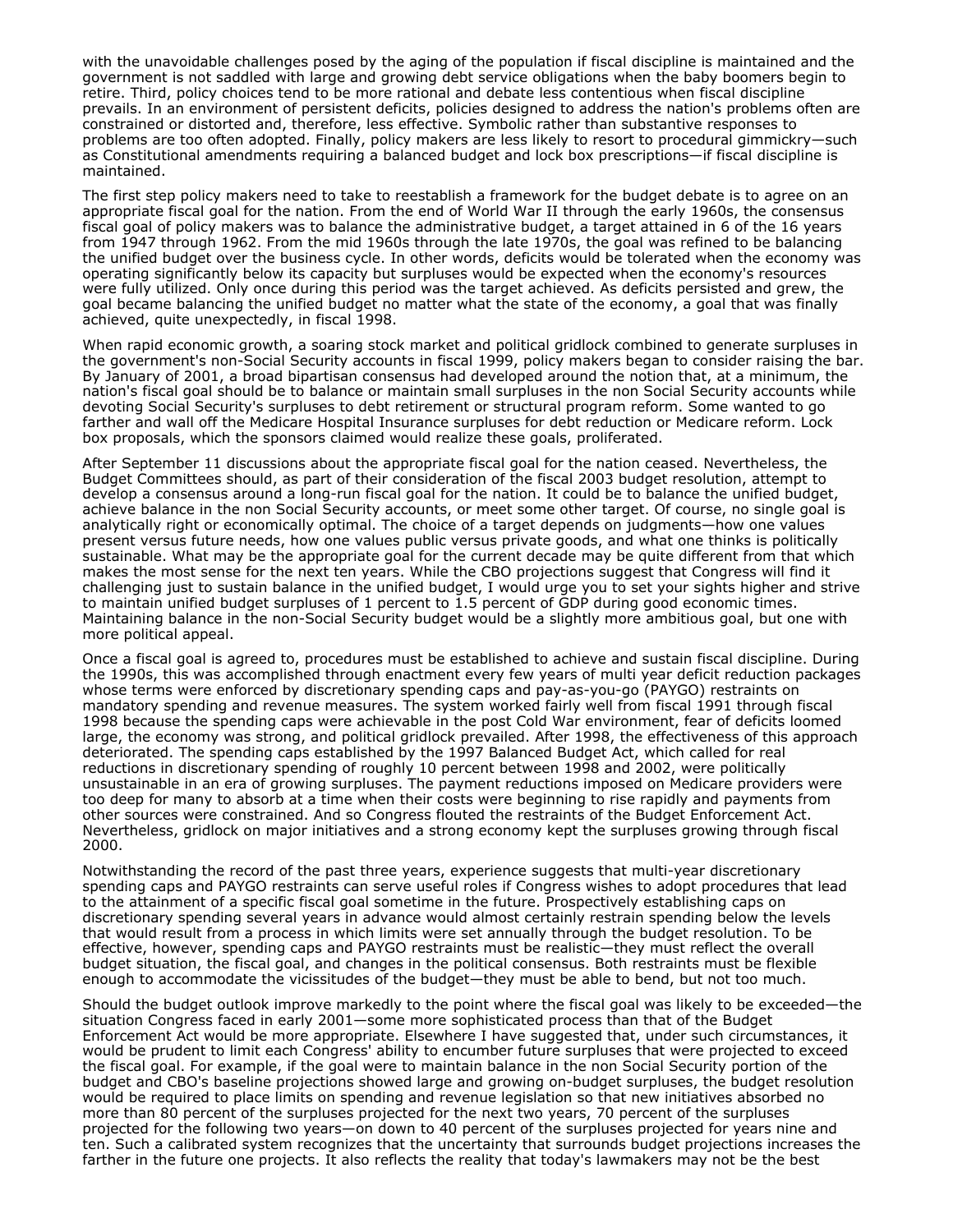with the unavoidable challenges posed by the aging of the population if fiscal discipline is maintained and the government is not saddled with large and growing debt service obligations when the baby boomers begin to retire. Third, policy choices tend to be more rational and debate less contentious when fiscal discipline prevails. In an environment of persistent deficits, policies designed to address the nation's problems often are constrained or distorted and, therefore, less effective. Symbolic rather than substantive responses to problems are too often adopted. Finally, policy makers are less likely to resort to procedural gimmickry—such as Constitutional amendments requiring a balanced budget and lock box prescriptions—if fiscal discipline is maintained.

The first step policy makers need to take to reestablish a framework for the budget debate is to agree on an appropriate fiscal goal for the nation. From the end of World War II through the early 1960s, the consensus fiscal goal of policy makers was to balance the administrative budget, a target attained in 6 of the 16 years from 1947 through 1962. From the mid 1960s through the late 1970s, the goal was refined to be balancing the unified budget over the business cycle. In other words, deficits would be tolerated when the economy was operating significantly below its capacity but surpluses would be expected when the economy's resources were fully utilized. Only once during this period was the target achieved. As deficits persisted and grew, the goal became balancing the unified budget no matter what the state of the economy, a goal that was finally achieved, quite unexpectedly, in fiscal 1998.

When rapid economic growth, a soaring stock market and political gridlock combined to generate surpluses in the government's non-Social Security accounts in fiscal 1999, policy makers began to consider raising the bar. By January of 2001, a broad bipartisan consensus had developed around the notion that, at a minimum, the nation's fiscal goal should be to balance or maintain small surpluses in the non Social Security accounts while devoting Social Security's surpluses to debt retirement or structural program reform. Some wanted to go farther and wall off the Medicare Hospital Insurance surpluses for debt reduction or Medicare reform. Lock box proposals, which the sponsors claimed would realize these goals, proliferated.

After September 11 discussions about the appropriate fiscal goal for the nation ceased. Nevertheless, the Budget Committees should, as part of their consideration of the fiscal 2003 budget resolution, attempt to develop a consensus around a long-run fiscal goal for the nation. It could be to balance the unified budget, achieve balance in the non Social Security accounts, or meet some other target. Of course, no single goal is analytically right or economically optimal. The choice of a target depends on judgments—how one values present versus future needs, how one values public versus private goods, and what one thinks is politically sustainable. What may be the appropriate goal for the current decade may be quite different from that which makes the most sense for the next ten years. While the CBO projections suggest that Congress will find it challenging just to sustain balance in the unified budget, I would urge you to set your sights higher and strive to maintain unified budget surpluses of 1 percent to 1.5 percent of GDP during good economic times. Maintaining balance in the non-Social Security budget would be a slightly more ambitious goal, but one with more political appeal.

Once a fiscal goal is agreed to, procedures must be established to achieve and sustain fiscal discipline. During the 1990s, this was accomplished through enactment every few years of multi year deficit reduction packages whose terms were enforced by discretionary spending caps and pay-as-you-go (PAYGO) restraints on mandatory spending and revenue measures. The system worked fairly well from fiscal 1991 through fiscal 1998 because the spending caps were achievable in the post Cold War environment, fear of deficits loomed large, the economy was strong, and political gridlock prevailed. After 1998, the effectiveness of this approach deteriorated. The spending caps established by the 1997 Balanced Budget Act, which called for real reductions in discretionary spending of roughly 10 percent between 1998 and 2002, were politically unsustainable in an era of growing surpluses. The payment reductions imposed on Medicare providers were too deep for many to absorb at a time when their costs were beginning to rise rapidly and payments from other sources were constrained. And so Congress flouted the restraints of the Budget Enforcement Act. Nevertheless, gridlock on major initiatives and a strong economy kept the surpluses growing through fiscal 2000.

Notwithstanding the record of the past three years, experience suggests that multi-year discretionary spending caps and PAYGO restraints can serve useful roles if Congress wishes to adopt procedures that lead to the attainment of a specific fiscal goal sometime in the future. Prospectively establishing caps on discretionary spending several years in advance would almost certainly restrain spending below the levels that would result from a process in which limits were set annually through the budget resolution. To be effective, however, spending caps and PAYGO restraints must be realistic—they must reflect the overall budget situation, the fiscal goal, and changes in the political consensus. Both restraints must be flexible enough to accommodate the vicissitudes of the budget—they must be able to bend, but not too much.

Should the budget outlook improve markedly to the point where the fiscal goal was likely to be exceeded—the situation Congress faced in early 2001—some more sophisticated process than that of the Budget Enforcement Act would be more appropriate. Elsewhere I have suggested that, under such circumstances, it would be prudent to limit each Congress' ability to encumber future surpluses that were projected to exceed the fiscal goal. For example, if the goal were to maintain balance in the non Social Security portion of the budget and CBO's baseline projections showed large and growing on-budget surpluses, the budget resolution would be required to place limits on spending and revenue legislation so that new initiatives absorbed no more than 80 percent of the surpluses projected for the next two years, 70 percent of the surpluses projected for the following two years—on down to 40 percent of the surpluses projected for years nine and ten. Such a calibrated system recognizes that the uncertainty that surrounds budget projections increases the farther in the future one projects. It also reflects the reality that today's lawmakers may not be the best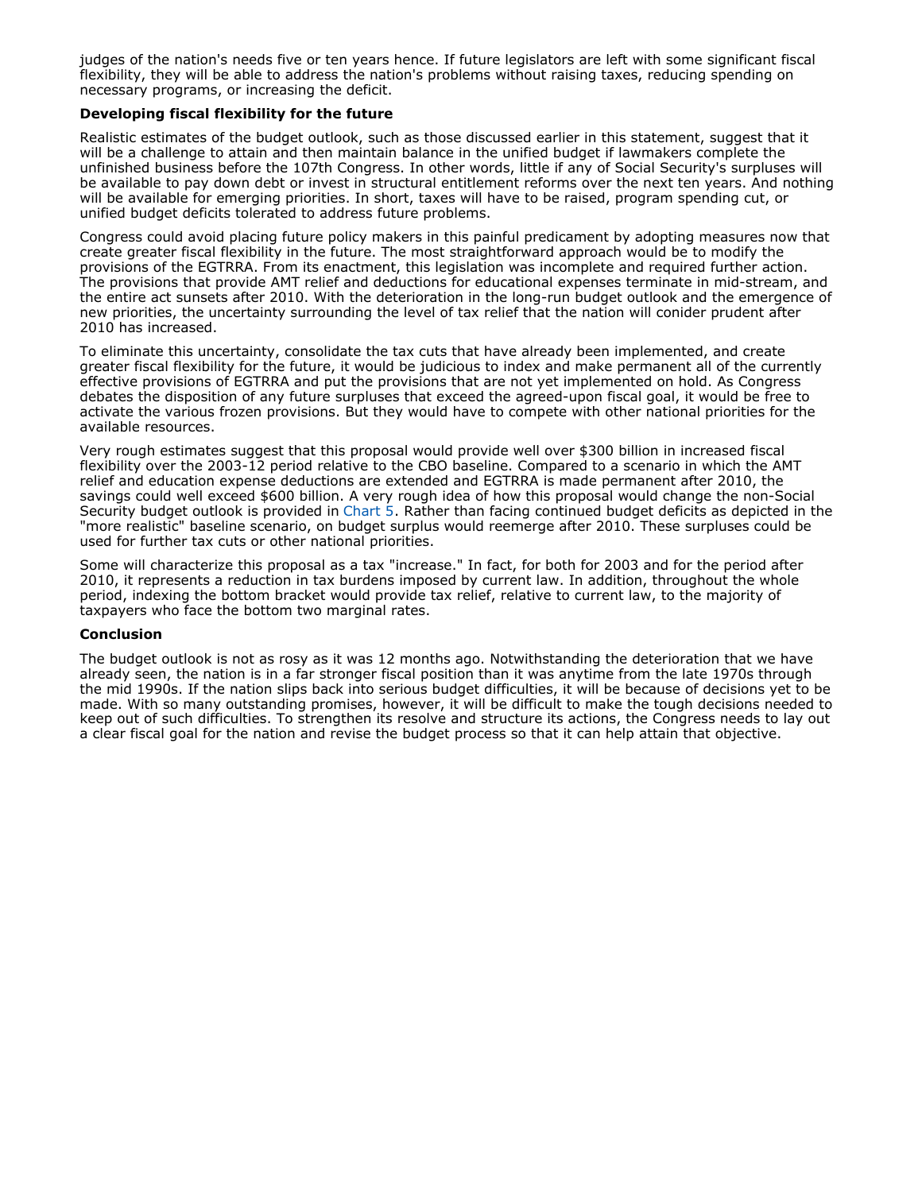judges of the nation's needs five or ten years hence. If future legislators are left with some significant fiscal flexibility, they will be able to address the nation's problems without raising taxes, reducing spending on necessary programs, or increasing the deficit.

**Developing fiscal flexibility for the future**

Realistic estimates of the budget outlook, such as those discussed earlier in this statement, suggest that it will be a challenge to attain and then maintain balance in the unified budget if lawmakers complete the unfinished business before the 107th Congress. In other words, little if any of Social Security's surpluses will be available to pay down debt or invest in structural entitlement reforms over the next ten years. And nothing will be available for emerging priorities. In short, taxes will have to be raised, program spending cut, or unified budget deficits tolerated to address future problems.

Congress could avoid placing future policy makers in this painful predicament by adopting measures now that create greater fiscal flexibility in the future. The most straightforward approach would be to modify the provisions of the EGTRRA. From its enactment, this legislation was incomplete and required further action. The provisions that provide AMT relief and deductions for educational expenses terminate in mid-stream, and the entire act sunsets after 2010. With the deterioration in the long-run budget outlook and the emergence of new priorities, the uncertainty surrounding the level of tax relief that the nation will conider prudent after 2010 has increased.

To eliminate this uncertainty, consolidate the tax cuts that have already been implemented, and create greater fiscal flexibility for the future, it would be judicious to index and make permanent all of the currently effective provisions of EGTRRA and put the provisions that are not yet implemented on hold. As Congress debates the disposition of any future surpluses that exceed the agreed-upon fiscal goal, it would be free to activate the various frozen provisions. But they would have to compete with other national priorities for the available resources.

Very rough estimates suggest that this proposal would provide well over $300 billion in increased fiscal flexibility over the 2003-12 period relative to the CBO baseline. Compared to a scenario in which the AMT relief and education expense deductions are extended and EGTRRA is made permanent after 2010, the savings could well exceed $600 billion. A very rough idea of how this proposal would change the non-Social Security budget outlook is provided in Chart 5. Rather than facing continued budget deficits as depicted in the "more realistic" baseline scenario, on budget surplus would reemerge after 2010. These surpluses could be used for further tax cuts or other national priorities.

Some will characterize this proposal as a tax "increase." In fact, for both for 2003 and for the period after 2010, it represents a reduction in tax burdens imposed by current law. In addition, throughout the whole period, indexing the bottom bracket would provide tax relief, relative to current law, to the majority of taxpayers who face the bottom two marginal rates.

**Conclusion**

The budget outlook is not as rosy as it was 12 months ago. Notwithstanding the deterioration that we have already seen, the nation is in a far stronger fiscal position than it was anytime from the late 1970s through the mid 1990s. If the nation slips back into serious budget difficulties, it will be because of decisions yet to be made. With so many outstanding promises, however, it will be difficult to make the tough decisions needed to keep out of such difficulties. To strengthen its resolve and structure its actions, the Congress needs to lay out a clear fiscal goal for the nation and revise the budget process so that it can help attain that objective.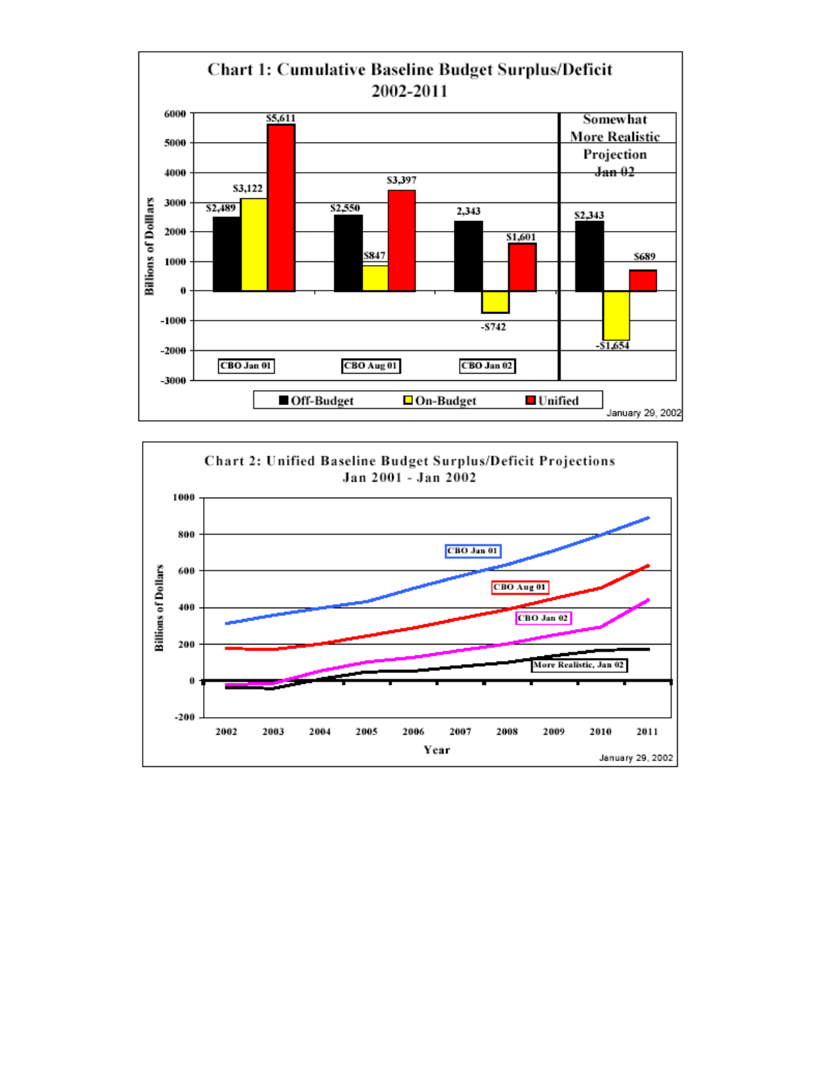## Chart 1: Cumulative Baseline Budget Surplus/Deficit 2002-2011

| | Off-Budget | On-Budget | Unified |
|---|---|---|---|
| CBO Jan 01 | $2,489 | $3,122 | $5,611 |
| CBO Aug 01 | $2,550 | $847 | $3,397 |
| CBO Jan 02 | 2,343 | -$742 | $1,601 |
| Somewhat More Realistic Projection Jan 02 | $2,343 | -$1,654 | $689 |

Billions of Dollars

January 29, 2002

## Chart 2: Unified Baseline Budget Surplus/Deficit Projections Jan 2001 - Jan 2002

Series: CBO Jan 01; CBO Aug 01; CBO Jan 02; More Realistic, Jan 02

Billions of Dollars (-200 to 1000); Year (2002–2011)

January 29, 2002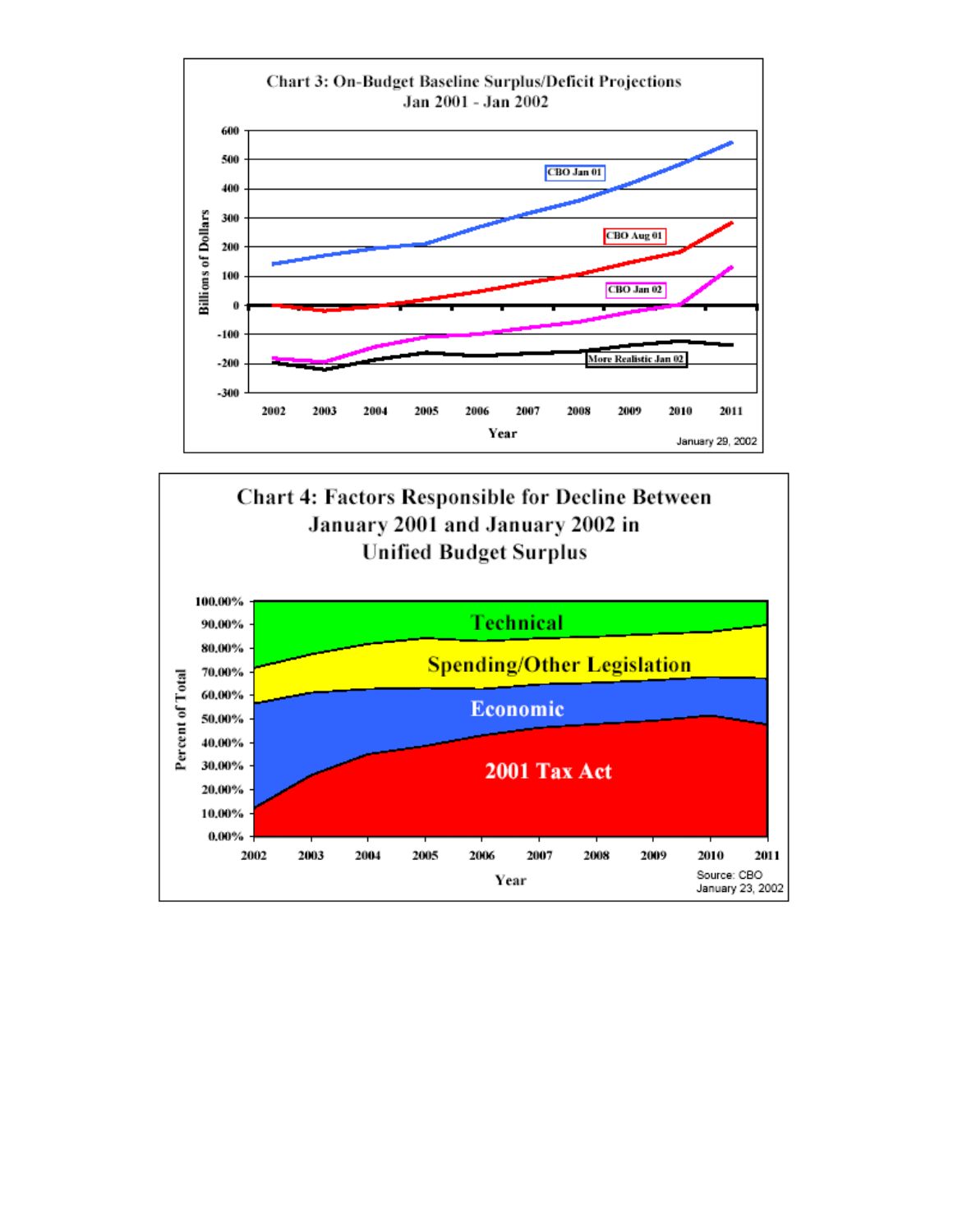**Chart 3: On-Budget Baseline Surplus/Deficit Projections Jan 2001 - Jan 2002**

Billions of Dollars

600, 500, 400, 300, 200, 100, 0, -100, -200, -300

CBO Jan 01

CBO Aug 01

CBO Jan 02

More Realistic Jan 02

2002 2003 2004 2005 2006 2007 2008 2009 2010 2011

Year

January 29, 2002

**Chart 4: Factors Responsible for Decline Between January 2001 and January 2002 in Unified Budget Surplus**

Percent of Total

100.00%, 90.00%, 80.00%, 70.00%, 60.00%, 50.00%, 40.00%, 30.00%, 20.00%, 10.00%, 0.00%

Technical

Spending/Other Legislation

Economic

2001 Tax Act

2002 2003 2004 2005 2006 2007 2008 2009 2010 2011

Year

Source: CBO
January 23, 2002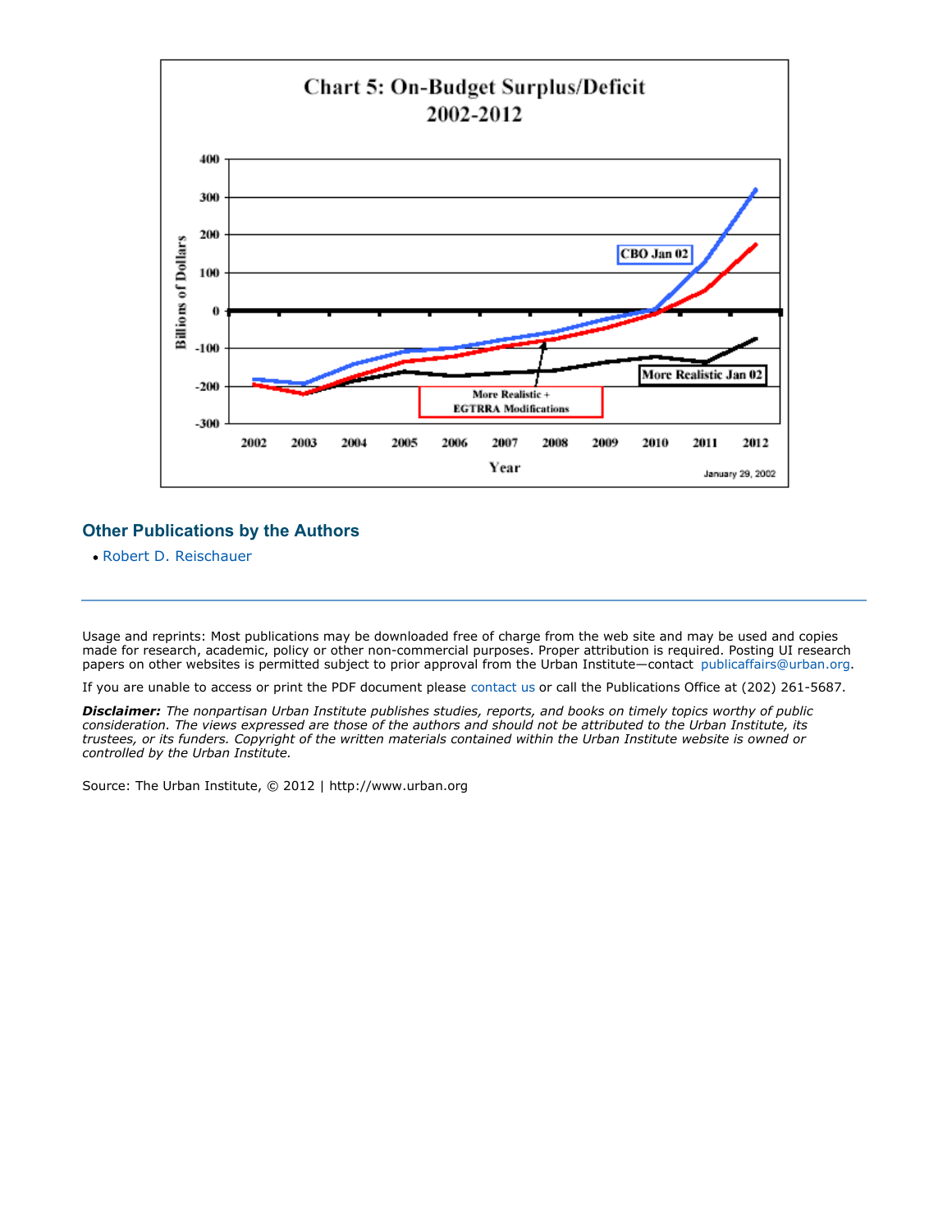Chart 5: On-Budget Surplus/Deficit
2002-2012

400
300
200
100
0
-100
-200
-300

Billions of Dollars

CBO Jan 02

More Realistic Jan 02

More Realistic +
EGTRRA Modifications

2002 2003 2004 2005 2006 2007 2008 2009 2010 2011 2012

Year

January 29, 2002

## Other Publications by the Authors

- Robert D. Reischauer

---

Usage and reprints: Most publications may be downloaded free of charge from the web site and may be used and copies made for research, academic, policy or other non-commercial purposes. Proper attribution is required. Posting UI research papers on other websites is permitted subject to prior approval from the Urban Institute—contact publicaffairs@urban.org.

If you are unable to access or print the PDF document please contact us or call the Publications Office at (202) 261-5687.

***Disclaimer:*** *The nonpartisan Urban Institute publishes studies, reports, and books on timely topics worthy of public consideration. The views expressed are those of the authors and should not be attributed to the Urban Institute, its trustees, or its funders. Copyright of the written materials contained within the Urban Institute website is owned or controlled by the Urban Institute.*

Source: The Urban Institute, © 2012 | http://www.urban.org